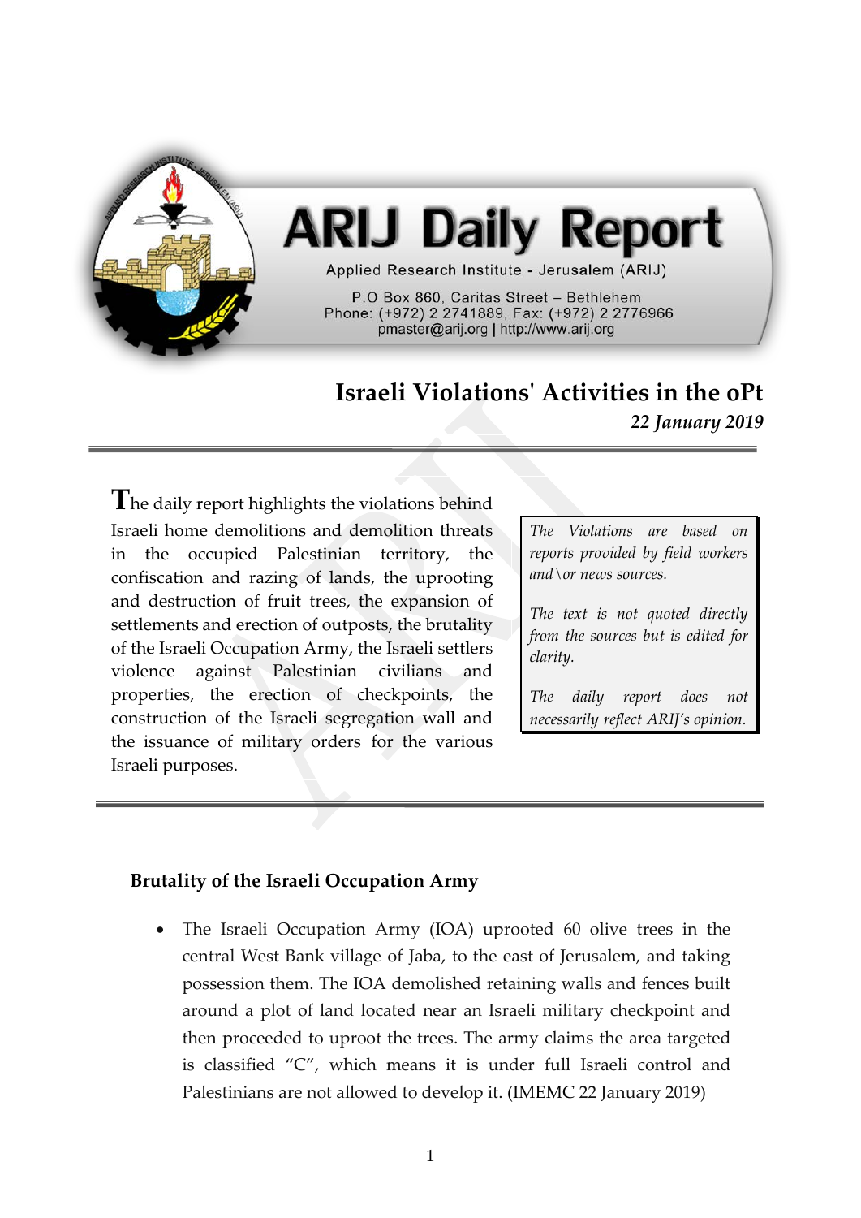# ARIJ Daily Report

Applied Research Institute - Jerusalem (ARIJ)

P.O Box 860, Caritas Street – Bethlehem
Phone: (+972) 2 2741889, Fax: (+972) 2 2776966
pmaster@arij.org | http://www.arij.org

## Israeli Violations' Activities in the oPt

*22 January 2019*

The daily report highlights the violations behind Israeli home demolitions and demolition threats in the occupied Palestinian territory, the confiscation and razing of lands, the uprooting and destruction of fruit trees, the expansion of settlements and erection of outposts, the brutality of the Israeli Occupation Army, the Israeli settlers violence against Palestinian civilians and properties, the erection of checkpoints, the construction of the Israeli segregation wall and the issuance of military orders for the various Israeli purposes.

*The Violations are based on reports provided by field workers and\or news sources.*

*The text is not quoted directly from the sources but is edited for clarity.*

*The daily report does not necessarily reflect ARIJ's opinion.*

### Brutality of the Israeli Occupation Army

- The Israeli Occupation Army (IOA) uprooted 60 olive trees in the central West Bank village of Jaba, to the east of Jerusalem, and taking possession them. The IOA demolished retaining walls and fences built around a plot of land located near an Israeli military checkpoint and then proceeded to uproot the trees. The army claims the area targeted is classified "C", which means it is under full Israeli control and Palestinians are not allowed to develop it. (IMEMC 22 January 2019)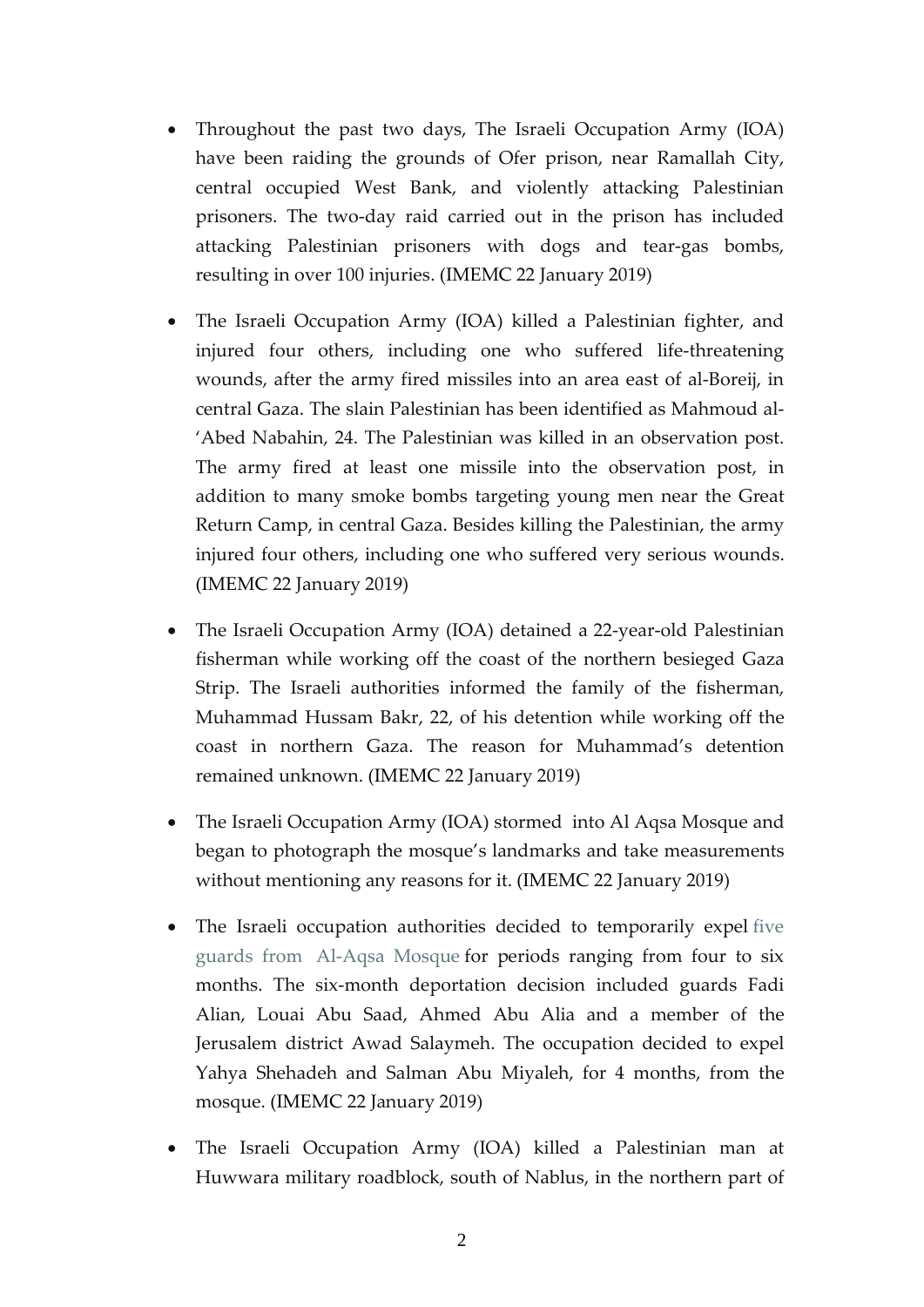- Throughout the past two days, The Israeli Occupation Army (IOA) have been raiding the grounds of Ofer prison, near Ramallah City, central occupied West Bank, and violently attacking Palestinian prisoners. The two-day raid carried out in the prison has included attacking Palestinian prisoners with dogs and tear-gas bombs, resulting in over 100 injuries. (IMEMC 22 January 2019)

- The Israeli Occupation Army (IOA) killed a Palestinian fighter, and injured four others, including one who suffered life-threatening wounds, after the army fired missiles into an area east of al-Boreij, in central Gaza. The slain Palestinian has been identified as Mahmoud al-'Abed Nabahin, 24. The Palestinian was killed in an observation post. The army fired at least one missile into the observation post, in addition to many smoke bombs targeting young men near the Great Return Camp, in central Gaza. Besides killing the Palestinian, the army injured four others, including one who suffered very serious wounds. (IMEMC 22 January 2019)

- The Israeli Occupation Army (IOA) detained a 22-year-old Palestinian fisherman while working off the coast of the northern besieged Gaza Strip. The Israeli authorities informed the family of the fisherman, Muhammad Hussam Bakr, 22, of his detention while working off the coast in northern Gaza. The reason for Muhammad's detention remained unknown. (IMEMC 22 January 2019)

- The Israeli Occupation Army (IOA) stormed into Al Aqsa Mosque and began to photograph the mosque's landmarks and take measurements without mentioning any reasons for it. (IMEMC 22 January 2019)

- The Israeli occupation authorities decided to temporarily expel five guards from Al-Aqsa Mosque for periods ranging from four to six months. The six-month deportation decision included guards Fadi Alian, Louai Abu Saad, Ahmed Abu Alia and a member of the Jerusalem district Awad Salaymeh. The occupation decided to expel Yahya Shehadeh and Salman Abu Miyaleh, for 4 months, from the mosque. (IMEMC 22 January 2019)

- The Israeli Occupation Army (IOA) killed a Palestinian man at Huwwara military roadblock, south of Nablus, in the northern part of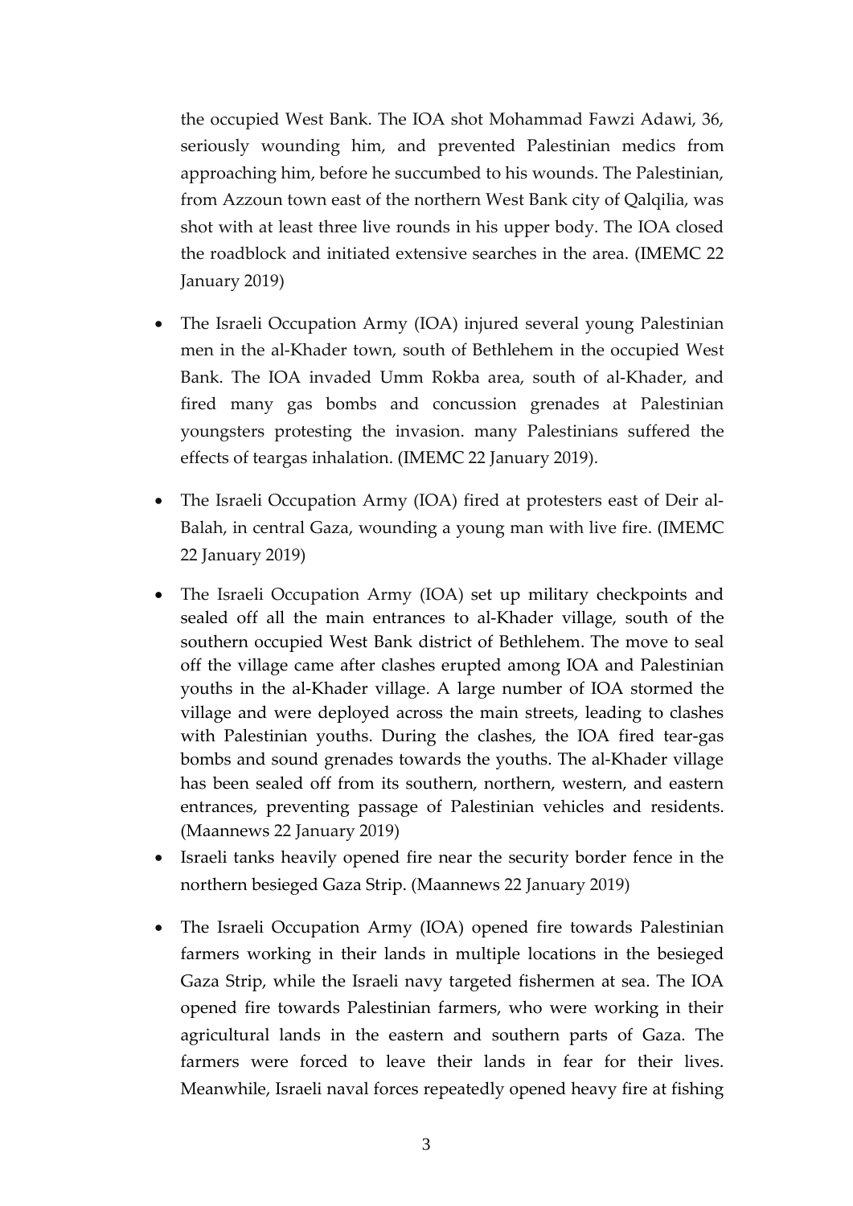the occupied West Bank. The IOA shot Mohammad Fawzi Adawi, 36, seriously wounding him, and prevented Palestinian medics from approaching him, before he succumbed to his wounds. The Palestinian, from Azzoun town east of the northern West Bank city of Qalqilia, was shot with at least three live rounds in his upper body. The IOA closed the roadblock and initiated extensive searches in the area. (IMEMC 22 January 2019)

- The Israeli Occupation Army (IOA) injured several young Palestinian men in the al-Khader town, south of Bethlehem in the occupied West Bank. The IOA invaded Umm Rokba area, south of al-Khader, and fired many gas bombs and concussion grenades at Palestinian youngsters protesting the invasion. many Palestinians suffered the effects of teargas inhalation. (IMEMC 22 January 2019).
- The Israeli Occupation Army (IOA) fired at protesters east of Deir al-Balah, in central Gaza, wounding a young man with live fire. (IMEMC 22 January 2019)
- The Israeli Occupation Army (IOA) set up military checkpoints and sealed off all the main entrances to al-Khader village, south of the southern occupied West Bank district of Bethlehem. The move to seal off the village came after clashes erupted among IOA and Palestinian youths in the al-Khader village. A large number of IOA stormed the village and were deployed across the main streets, leading to clashes with Palestinian youths. During the clashes, the IOA fired tear-gas bombs and sound grenades towards the youths. The al-Khader village has been sealed off from its southern, northern, western, and eastern entrances, preventing passage of Palestinian vehicles and residents. (Maannews 22 January 2019)
- Israeli tanks heavily opened fire near the security border fence in the northern besieged Gaza Strip. (Maannews 22 January 2019)
- The Israeli Occupation Army (IOA) opened fire towards Palestinian farmers working in their lands in multiple locations in the besieged Gaza Strip, while the Israeli navy targeted fishermen at sea. The IOA opened fire towards Palestinian farmers, who were working in their agricultural lands in the eastern and southern parts of Gaza. The farmers were forced to leave their lands in fear for their lives. Meanwhile, Israeli naval forces repeatedly opened heavy fire at fishing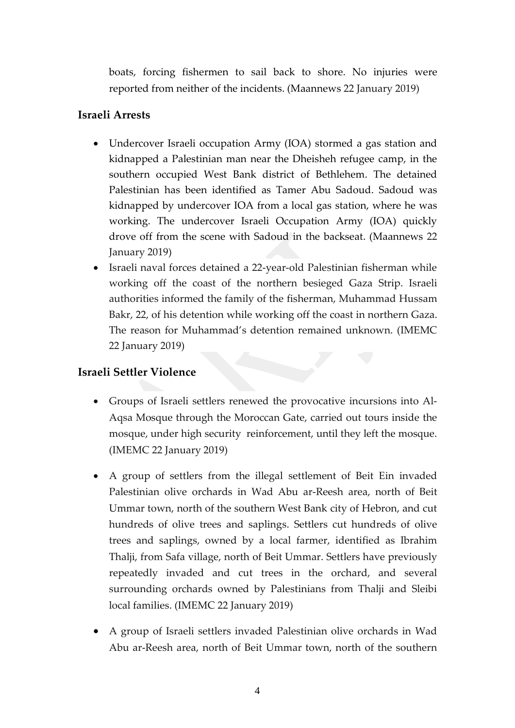boats, forcing fishermen to sail back to shore. No injuries were reported from neither of the incidents. (Maannews 22 January 2019)

## Israeli Arrests

- Undercover Israeli occupation Army (IOA) stormed a gas station and kidnapped a Palestinian man near the Dheisheh refugee camp, in the southern occupied West Bank district of Bethlehem. The detained Palestinian has been identified as Tamer Abu Sadoud. Sadoud was kidnapped by undercover IOA from a local gas station, where he was working. The undercover Israeli Occupation Army (IOA) quickly drove off from the scene with Sadoud in the backseat. (Maannews 22 January 2019)
- Israeli naval forces detained a 22-year-old Palestinian fisherman while working off the coast of the northern besieged Gaza Strip. Israeli authorities informed the family of the fisherman, Muhammad Hussam Bakr, 22, of his detention while working off the coast in northern Gaza. The reason for Muhammad's detention remained unknown. (IMEMC 22 January 2019)

## Israeli Settler Violence

- Groups of Israeli settlers renewed the provocative incursions into Al-Aqsa Mosque through the Moroccan Gate, carried out tours inside the mosque, under high security reinforcement, until they left the mosque. (IMEMC 22 January 2019)

- A group of settlers from the illegal settlement of Beit Ein invaded Palestinian olive orchards in Wad Abu ar-Reesh area, north of Beit Ummar town, north of the southern West Bank city of Hebron, and cut hundreds of olive trees and saplings. Settlers cut hundreds of olive trees and saplings, owned by a local farmer, identified as Ibrahim Thalji, from Safa village, north of Beit Ummar. Settlers have previously repeatedly invaded and cut trees in the orchard, and several surrounding orchards owned by Palestinians from Thalji and Sleibi local families. (IMEMC 22 January 2019)

- A group of Israeli settlers invaded Palestinian olive orchards in Wad Abu ar-Reesh area, north of Beit Ummar town, north of the southern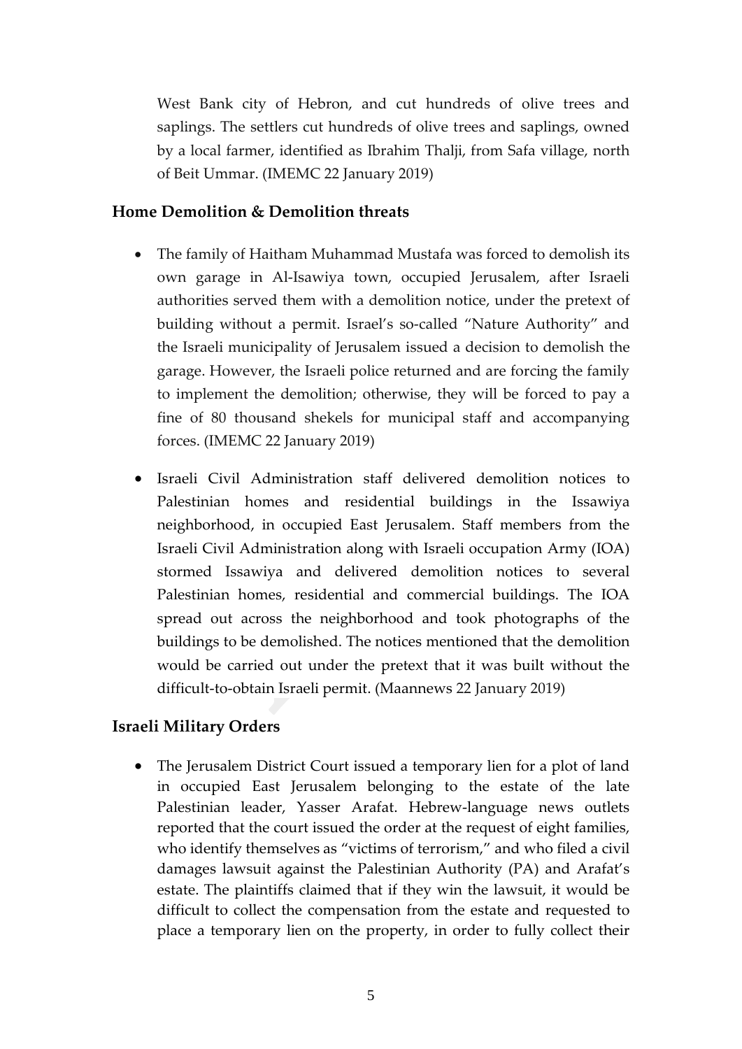West Bank city of Hebron, and cut hundreds of olive trees and saplings. The settlers cut hundreds of olive trees and saplings, owned by a local farmer, identified as Ibrahim Thalji, from Safa village, north of Beit Ummar. (IMEMC 22 January 2019)

## Home Demolition & Demolition threats

- The family of Haitham Muhammad Mustafa was forced to demolish its own garage in Al-Isawiya town, occupied Jerusalem, after Israeli authorities served them with a demolition notice, under the pretext of building without a permit. Israel's so-called "Nature Authority" and the Israeli municipality of Jerusalem issued a decision to demolish the garage. However, the Israeli police returned and are forcing the family to implement the demolition; otherwise, they will be forced to pay a fine of 80 thousand shekels for municipal staff and accompanying forces. (IMEMC 22 January 2019)

- Israeli Civil Administration staff delivered demolition notices to Palestinian homes and residential buildings in the Issawiya neighborhood, in occupied East Jerusalem. Staff members from the Israeli Civil Administration along with Israeli occupation Army (IOA) stormed Issawiya and delivered demolition notices to several Palestinian homes, residential and commercial buildings. The IOA spread out across the neighborhood and took photographs of the buildings to be demolished. The notices mentioned that the demolition would be carried out under the pretext that it was built without the difficult-to-obtain Israeli permit. (Maannews 22 January 2019)

## Israeli Military Orders

- The Jerusalem District Court issued a temporary lien for a plot of land in occupied East Jerusalem belonging to the estate of the late Palestinian leader, Yasser Arafat. Hebrew-language news outlets reported that the court issued the order at the request of eight families, who identify themselves as "victims of terrorism," and who filed a civil damages lawsuit against the Palestinian Authority (PA) and Arafat's estate. The plaintiffs claimed that if they win the lawsuit, it would be difficult to collect the compensation from the estate and requested to place a temporary lien on the property, in order to fully collect their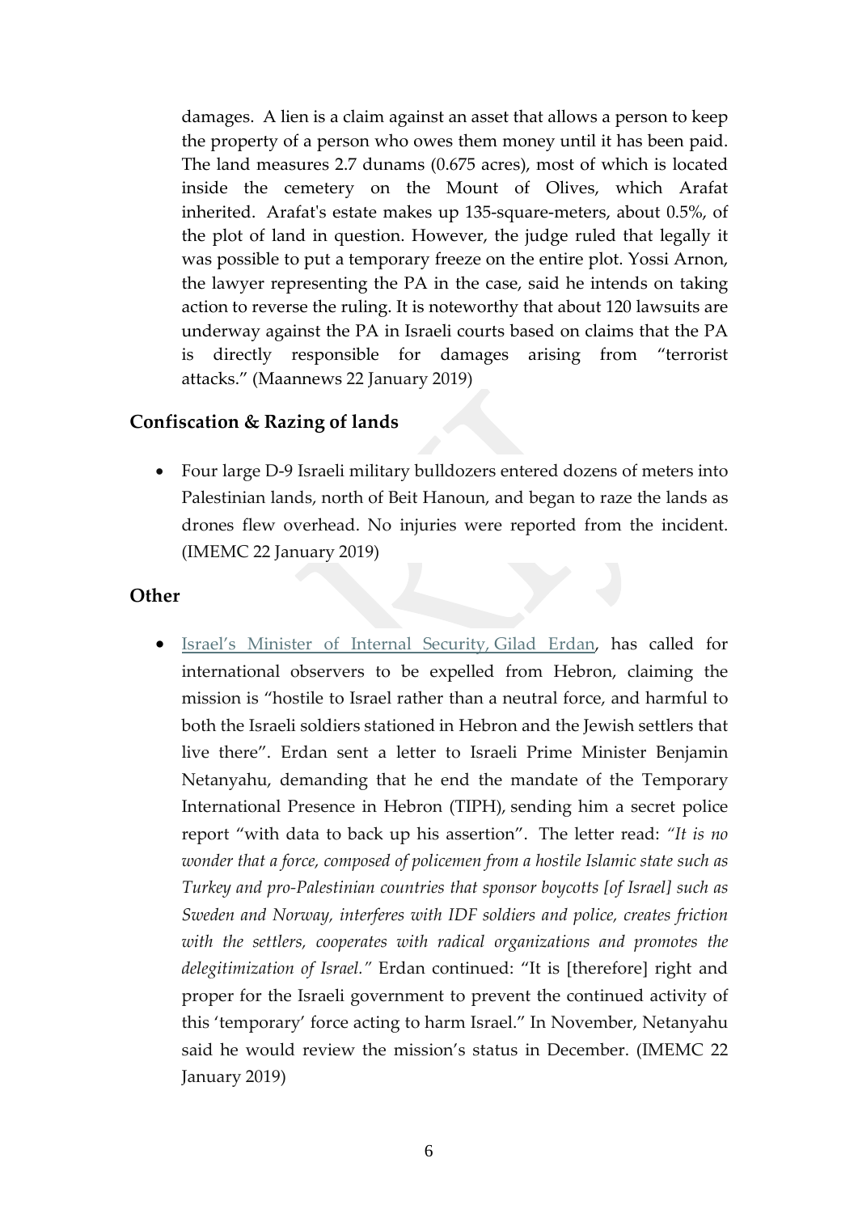damages. A lien is a claim against an asset that allows a person to keep the property of a person who owes them money until it has been paid. The land measures 2.7 dunams (0.675 acres), most of which is located inside the cemetery on the Mount of Olives, which Arafat inherited. Arafat's estate makes up 135-square-meters, about 0.5%, of the plot of land in question. However, the judge ruled that legally it was possible to put a temporary freeze on the entire plot. Yossi Arnon, the lawyer representing the PA in the case, said he intends on taking action to reverse the ruling. It is noteworthy that about 120 lawsuits are underway against the PA in Israeli courts based on claims that the PA is directly responsible for damages arising from "terrorist attacks." (Maannews 22 January 2019)

### Confiscation & Razing of lands

- Four large D-9 Israeli military bulldozers entered dozens of meters into Palestinian lands, north of Beit Hanoun, and began to raze the lands as drones flew overhead. No injuries were reported from the incident. (IMEMC 22 January 2019)

### Other

- Israel's Minister of Internal Security, Gilad Erdan, has called for international observers to be expelled from Hebron, claiming the mission is "hostile to Israel rather than a neutral force, and harmful to both the Israeli soldiers stationed in Hebron and the Jewish settlers that live there". Erdan sent a letter to Israeli Prime Minister Benjamin Netanyahu, demanding that he end the mandate of the Temporary International Presence in Hebron (TIPH), sending him a secret police report "with data to back up his assertion". The letter read: *"It is no wonder that a force, composed of policemen from a hostile Islamic state such as Turkey and pro-Palestinian countries that sponsor boycotts [of Israel] such as Sweden and Norway, interferes with IDF soldiers and police, creates friction with the settlers, cooperates with radical organizations and promotes the delegitimization of Israel."* Erdan continued: "It is [therefore] right and proper for the Israeli government to prevent the continued activity of this 'temporary' force acting to harm Israel." In November, Netanyahu said he would review the mission's status in December. (IMEMC 22 January 2019)